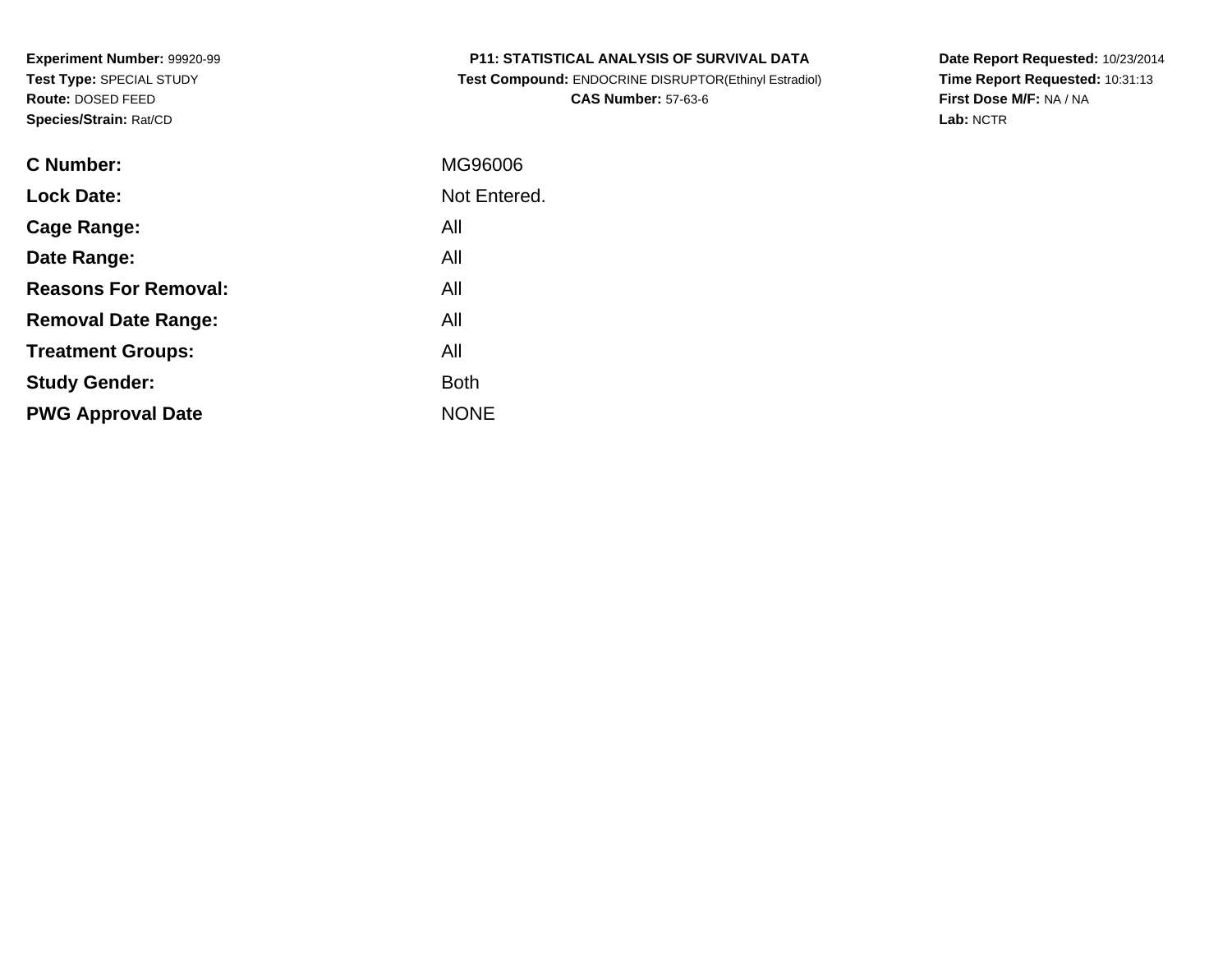**Experiment Number:** 99920-99
**Test Type:** SPECIAL STUDY
**Route:** DOSED FEED
**Species/Strain:** Rat/CD

**P11: STATISTICAL ANALYSIS OF SURVIVAL DATA**
**Test Compound:** ENDOCRINE DISRUPTOR(Ethinyl Estradiol)
**CAS Number:** 57-63-6

**Date Report Requested:** 10/23/2014
**Time Report Requested:** 10:31:13
**First Dose M/F:** NA / NA
**Lab:** NCTR

| | |
|---|---|
| **C Number:** | MG96006 |
| **Lock Date:** | Not Entered. |
| **Cage Range:** | All |
| **Date Range:** | All |
| **Reasons For Removal:** | All |
| **Removal Date Range:** | All |
| **Treatment Groups:** | All |
| **Study Gender:** | Both |
| **PWG Approval Date** | NONE |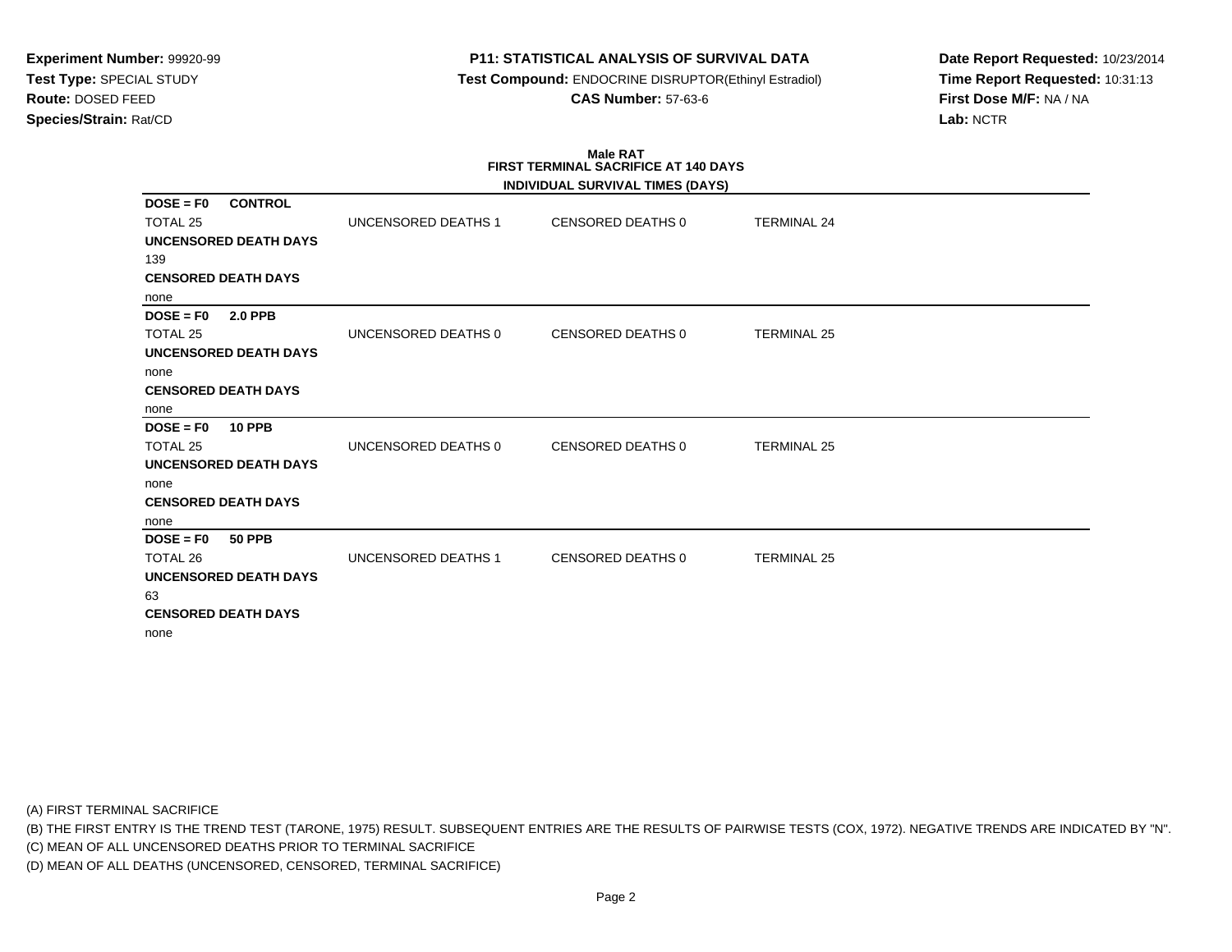**Experiment Number:** 99920-99
**Test Type:** SPECIAL STUDY
**Route:** DOSED FEED
**Species/Strain:** Rat/CD

**P11: STATISTICAL ANALYSIS OF SURVIVAL DATA**
**Test Compound:** ENDOCRINE DISRUPTOR(Ethinyl Estradiol)
**CAS Number:** 57-63-6

**Date Report Requested:** 10/23/2014
**Time Report Requested:** 10:31:13
**First Dose M/F:** NA / NA
**Lab:** NCTR

**Male RAT**
**FIRST TERMINAL SACRIFICE AT 140 DAYS**
**INDIVIDUAL SURVIVAL TIMES (DAYS)**

**DOSE = F0 CONTROL**

TOTAL 25 | UNCENSORED DEATHS 1 | CENSORED DEATHS 0 | TERMINAL 24

**UNCENSORED DEATH DAYS**

139

**CENSORED DEATH DAYS**

none

**DOSE = F0 2.0 PPB**

TOTAL 25 | UNCENSORED DEATHS 0 | CENSORED DEATHS 0 | TERMINAL 25

**UNCENSORED DEATH DAYS**

none

**CENSORED DEATH DAYS**

none

**DOSE = F0 10 PPB**

TOTAL 25 | UNCENSORED DEATHS 0 | CENSORED DEATHS 0 | TERMINAL 25

**UNCENSORED DEATH DAYS**

none

**CENSORED DEATH DAYS**

none

**DOSE = F0 50 PPB**

TOTAL 26 | UNCENSORED DEATHS 1 | CENSORED DEATHS 0 | TERMINAL 25

**UNCENSORED DEATH DAYS**

63

**CENSORED DEATH DAYS**

none

(A) FIRST TERMINAL SACRIFICE
(B) THE FIRST ENTRY IS THE TREND TEST (TARONE, 1975) RESULT. SUBSEQUENT ENTRIES ARE THE RESULTS OF PAIRWISE TESTS (COX, 1972). NEGATIVE TRENDS ARE INDICATED BY "N".
(C) MEAN OF ALL UNCENSORED DEATHS PRIOR TO TERMINAL SACRIFICE
(D) MEAN OF ALL DEATHS (UNCENSORED, CENSORED, TERMINAL SACRIFICE)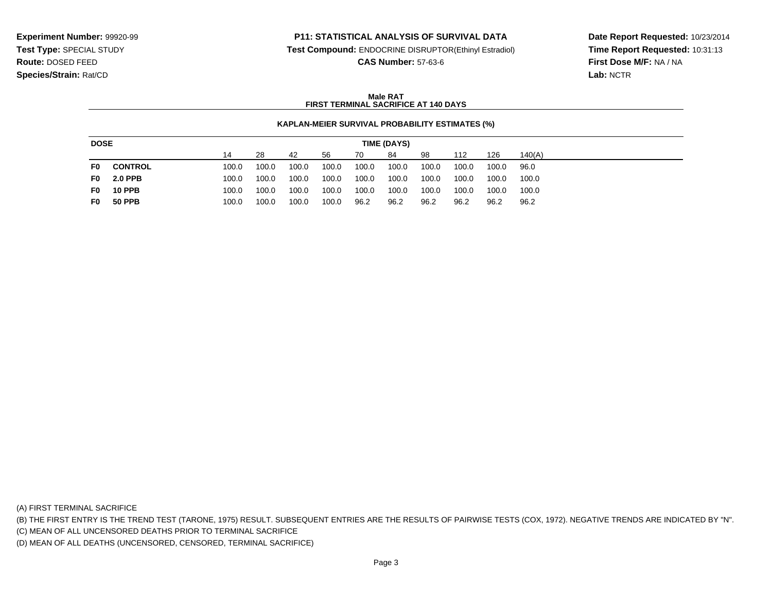**Experiment Number:** 99920-99
**Test Type:** SPECIAL STUDY
**Route:** DOSED FEED
**Species/Strain:** Rat/CD

**P11: STATISTICAL ANALYSIS OF SURVIVAL DATA**
**Test Compound:** ENDOCRINE DISRUPTOR(Ethinyl Estradiol)
**CAS Number:** 57-63-6

**Date Report Requested:** 10/23/2014
**Time Report Requested:** 10:31:13
**First Dose M/F:** NA / NA
**Lab:** NCTR

**Male RAT**
**FIRST TERMINAL SACRIFICE AT 140 DAYS**

**KAPLAN-MEIER SURVIVAL PROBABILITY ESTIMATES (%)**

| DOSE | | TIME (DAYS) | | | | | | | | | |
|---|---|---|---|---|---|---|---|---|---|---|---|
| | | 14 | 28 | 42 | 56 | 70 | 84 | 98 | 112 | 126 | 140(A) |
| **F0** | **CONTROL** | 100.0 | 100.0 | 100.0 | 100.0 | 100.0 | 100.0 | 100.0 | 100.0 | 100.0 | 96.0 |
| **F0** | **2.0 PPB** | 100.0 | 100.0 | 100.0 | 100.0 | 100.0 | 100.0 | 100.0 | 100.0 | 100.0 | 100.0 |
| **F0** | **10 PPB** | 100.0 | 100.0 | 100.0 | 100.0 | 100.0 | 100.0 | 100.0 | 100.0 | 100.0 | 100.0 |
| **F0** | **50 PPB** | 100.0 | 100.0 | 100.0 | 100.0 | 96.2 | 96.2 | 96.2 | 96.2 | 96.2 | 96.2 |

(A) FIRST TERMINAL SACRIFICE
(B) THE FIRST ENTRY IS THE TREND TEST (TARONE, 1975) RESULT. SUBSEQUENT ENTRIES ARE THE RESULTS OF PAIRWISE TESTS (COX, 1972). NEGATIVE TRENDS ARE INDICATED BY "N".
(C) MEAN OF ALL UNCENSORED DEATHS PRIOR TO TERMINAL SACRIFICE
(D) MEAN OF ALL DEATHS (UNCENSORED, CENSORED, TERMINAL SACRIFICE)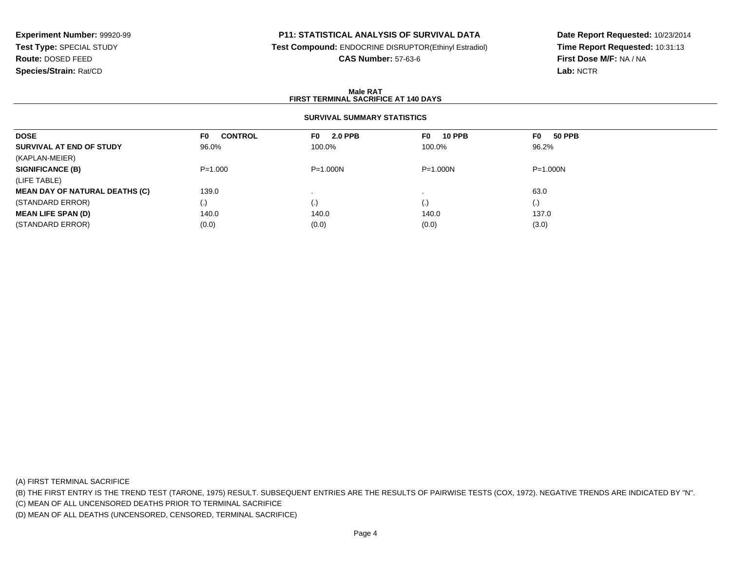**Experiment Number:** 99920-99
**Test Type:** SPECIAL STUDY
**Route:** DOSED FEED
**Species/Strain:** Rat/CD

**P11: STATISTICAL ANALYSIS OF SURVIVAL DATA**
**Test Compound:** ENDOCRINE DISRUPTOR(Ethinyl Estradiol)
**CAS Number:** 57-63-6

**Date Report Requested:** 10/23/2014
**Time Report Requested:** 10:31:13
**First Dose M/F:** NA / NA
**Lab:** NCTR

**Male RAT**
**FIRST TERMINAL SACRIFICE AT 140 DAYS**

**SURVIVAL SUMMARY STATISTICS**

| DOSE | F0 CONTROL | F0 2.0 PPB | F0 10 PPB | F0 50 PPB |
|---|---|---|---|---|
| **SURVIVAL AT END OF STUDY** | 96.0% | 100.0% | 100.0% | 96.2% |
| (KAPLAN-MEIER) | | | | |
| **SIGNIFICANCE (B)** | P=1.000 | P=1.000N | P=1.000N | P=1.000N |
| (LIFE TABLE) | | | | |
| **MEAN DAY OF NATURAL DEATHS (C)** | 139.0 | . | . | 63.0 |
| (STANDARD ERROR) | (.) | (.) | (.) | (.) |
| **MEAN LIFE SPAN (D)** | 140.0 | 140.0 | 140.0 | 137.0 |
| (STANDARD ERROR) | (0.0) | (0.0) | (0.0) | (3.0) |

(A) FIRST TERMINAL SACRIFICE
(B) THE FIRST ENTRY IS THE TREND TEST (TARONE, 1975) RESULT. SUBSEQUENT ENTRIES ARE THE RESULTS OF PAIRWISE TESTS (COX, 1972). NEGATIVE TRENDS ARE INDICATED BY "N".
(C) MEAN OF ALL UNCENSORED DEATHS PRIOR TO TERMINAL SACRIFICE
(D) MEAN OF ALL DEATHS (UNCENSORED, CENSORED, TERMINAL SACRIFICE)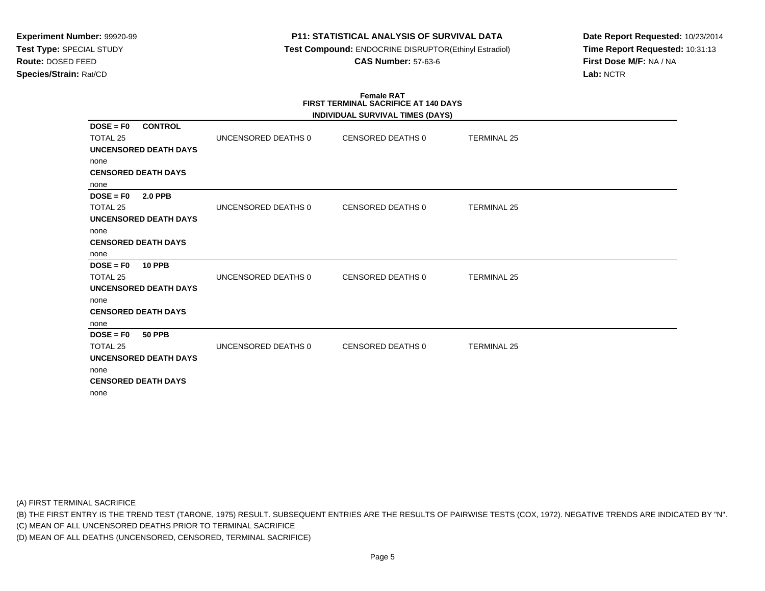**Experiment Number:** 99920-99
**Test Type:** SPECIAL STUDY
**Route:** DOSED FEED
**Species/Strain:** Rat/CD

**P11: STATISTICAL ANALYSIS OF SURVIVAL DATA**
**Test Compound:** ENDOCRINE DISRUPTOR(Ethinyl Estradiol)
**CAS Number:** 57-63-6

**Date Report Requested:** 10/23/2014
**Time Report Requested:** 10:31:13
**First Dose M/F:** NA / NA
**Lab:** NCTR

**Female RAT**
**FIRST TERMINAL SACRIFICE AT 140 DAYS**
**INDIVIDUAL SURVIVAL TIMES (DAYS)**

**DOSE = F0 CONTROL**

TOTAL 25 | UNCENSORED DEATHS 0 | CENSORED DEATHS 0 | TERMINAL 25

**UNCENSORED DEATH DAYS**
none
**CENSORED DEATH DAYS**
none

**DOSE = F0 2.0 PPB**

TOTAL 25 | UNCENSORED DEATHS 0 | CENSORED DEATHS 0 | TERMINAL 25

**UNCENSORED DEATH DAYS**
none
**CENSORED DEATH DAYS**
none

**DOSE = F0 10 PPB**

TOTAL 25 | UNCENSORED DEATHS 0 | CENSORED DEATHS 0 | TERMINAL 25

**UNCENSORED DEATH DAYS**
none
**CENSORED DEATH DAYS**
none

**DOSE = F0 50 PPB**

TOTAL 25 | UNCENSORED DEATHS 0 | CENSORED DEATHS 0 | TERMINAL 25

**UNCENSORED DEATH DAYS**
none
**CENSORED DEATH DAYS**
none

(A) FIRST TERMINAL SACRIFICE
(B) THE FIRST ENTRY IS THE TREND TEST (TARONE, 1975) RESULT. SUBSEQUENT ENTRIES ARE THE RESULTS OF PAIRWISE TESTS (COX, 1972). NEGATIVE TRENDS ARE INDICATED BY "N".
(C) MEAN OF ALL UNCENSORED DEATHS PRIOR TO TERMINAL SACRIFICE
(D) MEAN OF ALL DEATHS (UNCENSORED, CENSORED, TERMINAL SACRIFICE)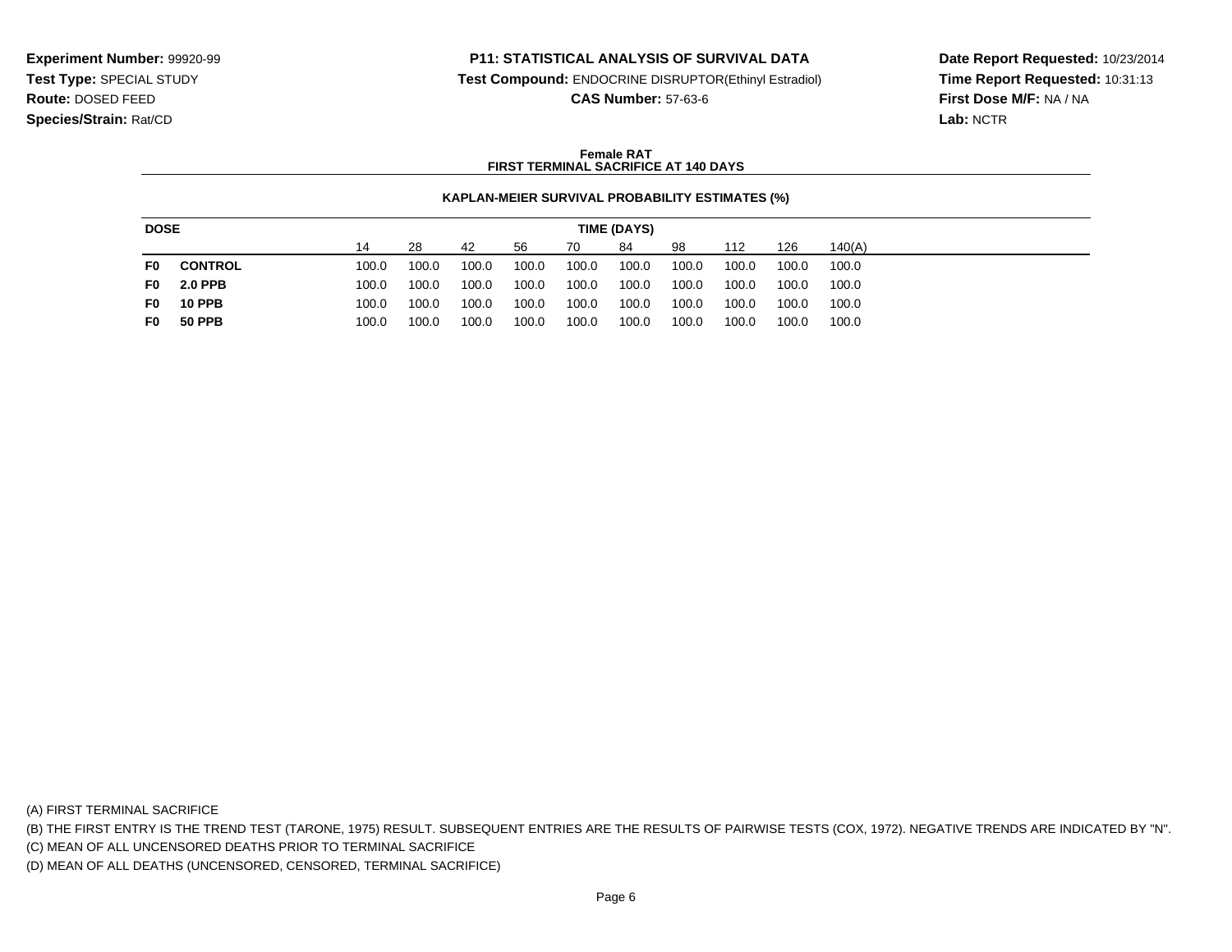**Experiment Number:** 99920-99
**Test Type:** SPECIAL STUDY
**Route:** DOSED FEED
**Species/Strain:** Rat/CD

**P11: STATISTICAL ANALYSIS OF SURVIVAL DATA**
**Test Compound:** ENDOCRINE DISRUPTOR(Ethinyl Estradiol)
**CAS Number:** 57-63-6

**Date Report Requested:** 10/23/2014
**Time Report Requested:** 10:31:13
**First Dose M/F:** NA / NA
**Lab:** NCTR

**Female RAT**
**FIRST TERMINAL SACRIFICE AT 140 DAYS**

**KAPLAN-MEIER SURVIVAL PROBABILITY ESTIMATES (%)**

| DOSE | | TIME (DAYS) | | | | | | | | | |
|---|---|---|---|---|---|---|---|---|---|---|---|
| | | 14 | 28 | 42 | 56 | 70 | 84 | 98 | 112 | 126 | 140(A) |
| **F0** | **CONTROL** | 100.0 | 100.0 | 100.0 | 100.0 | 100.0 | 100.0 | 100.0 | 100.0 | 100.0 | 100.0 |
| **F0** | **2.0 PPB** | 100.0 | 100.0 | 100.0 | 100.0 | 100.0 | 100.0 | 100.0 | 100.0 | 100.0 | 100.0 |
| **F0** | **10 PPB** | 100.0 | 100.0 | 100.0 | 100.0 | 100.0 | 100.0 | 100.0 | 100.0 | 100.0 | 100.0 |
| **F0** | **50 PPB** | 100.0 | 100.0 | 100.0 | 100.0 | 100.0 | 100.0 | 100.0 | 100.0 | 100.0 | 100.0 |

(A) FIRST TERMINAL SACRIFICE
(B) THE FIRST ENTRY IS THE TREND TEST (TARONE, 1975) RESULT. SUBSEQUENT ENTRIES ARE THE RESULTS OF PAIRWISE TESTS (COX, 1972). NEGATIVE TRENDS ARE INDICATED BY "N".
(C) MEAN OF ALL UNCENSORED DEATHS PRIOR TO TERMINAL SACRIFICE
(D) MEAN OF ALL DEATHS (UNCENSORED, CENSORED, TERMINAL SACRIFICE)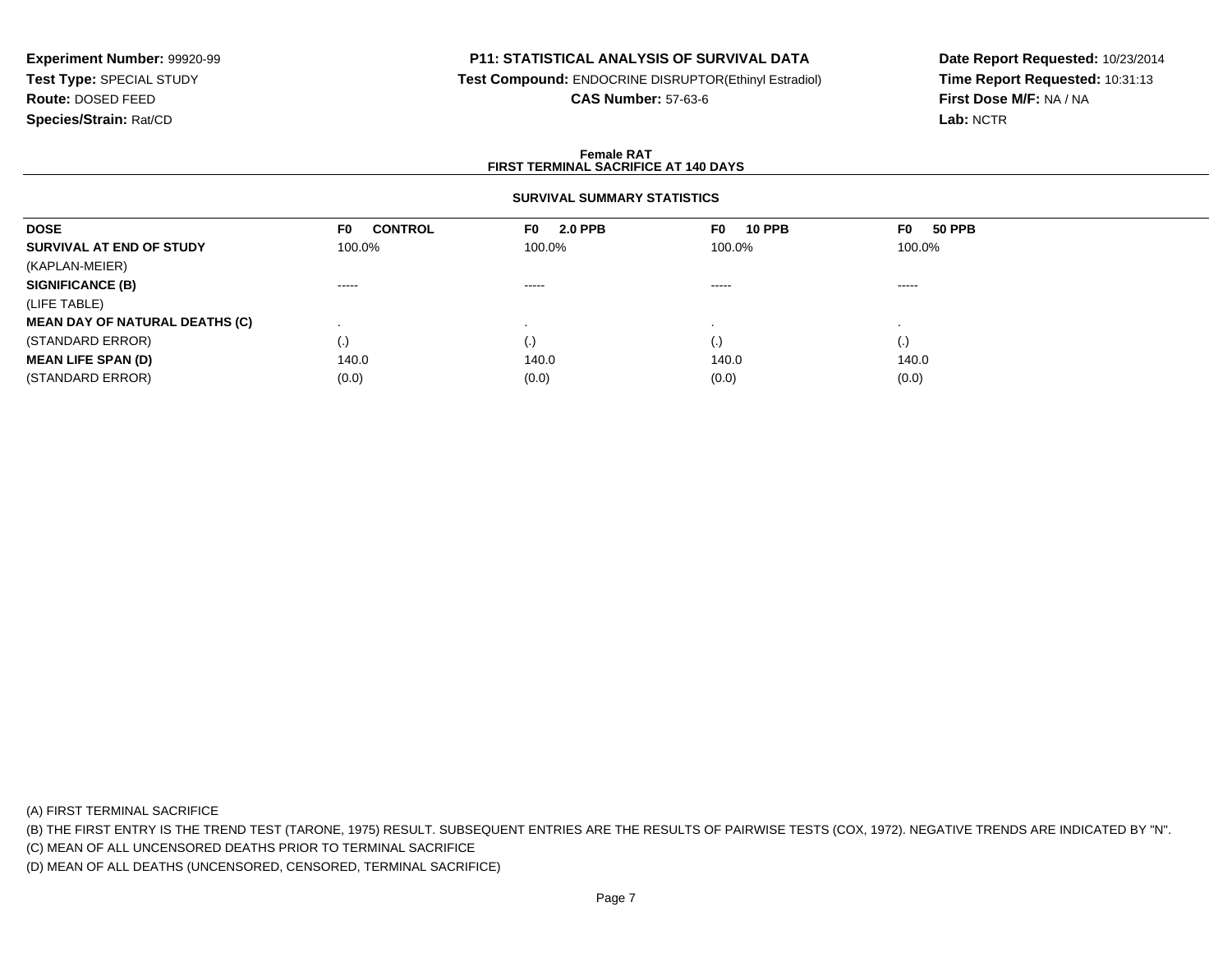**Experiment Number:** 99920-99
**Test Type:** SPECIAL STUDY
**Route:** DOSED FEED
**Species/Strain:** Rat/CD

**P11: STATISTICAL ANALYSIS OF SURVIVAL DATA**
**Test Compound:** ENDOCRINE DISRUPTOR(Ethinyl Estradiol)
**CAS Number:** 57-63-6

**Date Report Requested:** 10/23/2014
**Time Report Requested:** 10:31:13
**First Dose M/F:** NA / NA
**Lab:** NCTR

## Female RAT
## FIRST TERMINAL SACRIFICE AT 140 DAYS

### SURVIVAL SUMMARY STATISTICS

| DOSE | F0 CONTROL | F0 2.0 PPB | F0 10 PPB | F0 50 PPB |
|---|---|---|---|---|
| **SURVIVAL AT END OF STUDY** | 100.0% | 100.0% | 100.0% | 100.0% |
| (KAPLAN-MEIER) | | | | |
| **SIGNIFICANCE (B)** | ----- | ----- | ----- | ----- |
| (LIFE TABLE) | | | | |
| **MEAN DAY OF NATURAL DEATHS (C)** | . | . | . | . |
| (STANDARD ERROR) | (.) | (.) | (.) | (.) |
| **MEAN LIFE SPAN (D)** | 140.0 | 140.0 | 140.0 | 140.0 |
| (STANDARD ERROR) | (0.0) | (0.0) | (0.0) | (0.0) |

(A) FIRST TERMINAL SACRIFICE

(B) THE FIRST ENTRY IS THE TREND TEST (TARONE, 1975) RESULT. SUBSEQUENT ENTRIES ARE THE RESULTS OF PAIRWISE TESTS (COX, 1972). NEGATIVE TRENDS ARE INDICATED BY "N".

(C) MEAN OF ALL UNCENSORED DEATHS PRIOR TO TERMINAL SACRIFICE

(D) MEAN OF ALL DEATHS (UNCENSORED, CENSORED, TERMINAL SACRIFICE)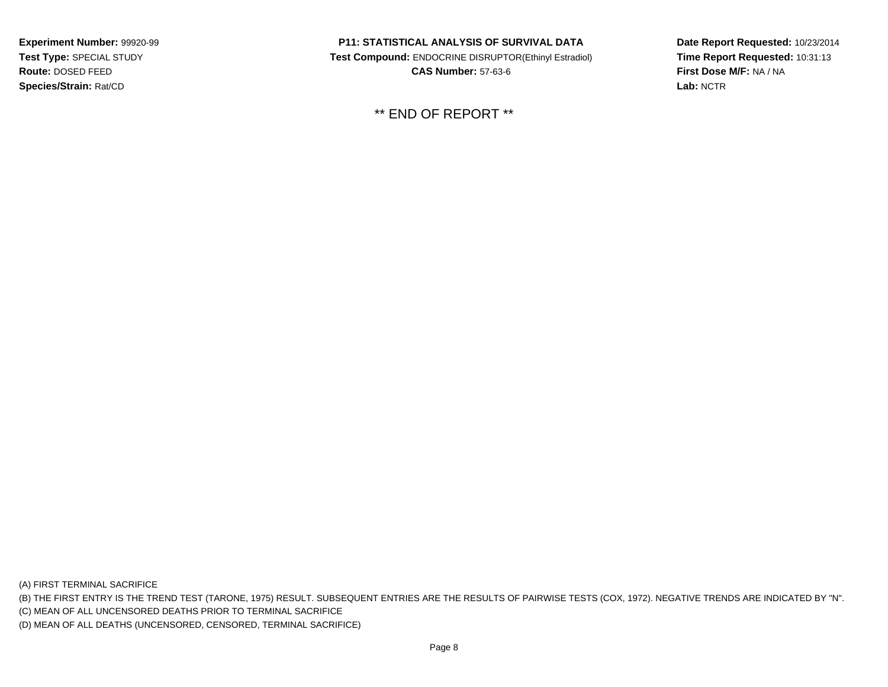**Experiment Number:** 99920-99
**Test Type:** SPECIAL STUDY
**Route:** DOSED FEED
**Species/Strain:** Rat/CD

**P11: STATISTICAL ANALYSIS OF SURVIVAL DATA**
**Test Compound:** ENDOCRINE DISRUPTOR(Ethinyl Estradiol)
**CAS Number:** 57-63-6

**Date Report Requested:** 10/23/2014
**Time Report Requested:** 10:31:13
**First Dose M/F:** NA / NA
**Lab:** NCTR

** END OF REPORT **

(A) FIRST TERMINAL SACRIFICE
(B) THE FIRST ENTRY IS THE TREND TEST (TARONE, 1975) RESULT. SUBSEQUENT ENTRIES ARE THE RESULTS OF PAIRWISE TESTS (COX, 1972). NEGATIVE TRENDS ARE INDICATED BY "N".
(C) MEAN OF ALL UNCENSORED DEATHS PRIOR TO TERMINAL SACRIFICE
(D) MEAN OF ALL DEATHS (UNCENSORED, CENSORED, TERMINAL SACRIFICE)